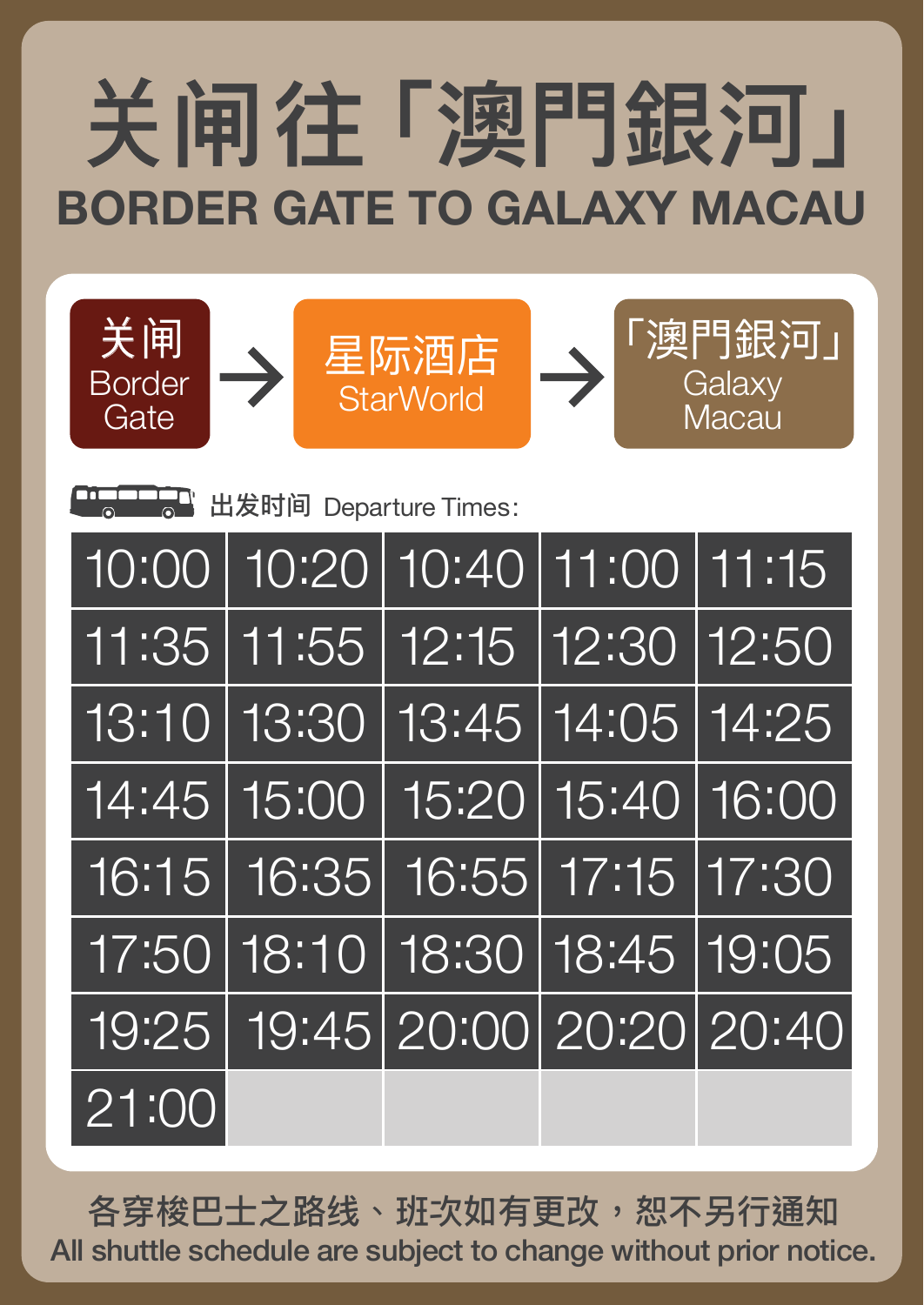# 关闸往「澳門銀河」

## BORDER GATE TO GALAXY MACAU

关闸 Border Gate → 星际酒店 StarWorld → 「澳門銀河」 Galaxy Macau

出发时间 Departure Times:

| | | | | |
|---|---|---|---|---|
| 10:00 | 10:20 | 10:40 | 11:00 | 11:15 |
| 11:35 | 11:55 | 12:15 | 12:30 | 12:50 |
| 13:10 | 13:30 | 13:45 | 14:05 | 14:25 |
| 14:45 | 15:00 | 15:20 | 15:40 | 16:00 |
| 16:15 | 16:35 | 16:55 | 17:15 | 17:30 |
| 17:50 | 18:10 | 18:30 | 18:45 | 19:05 |
| 19:25 | 19:45 | 20:00 | 20:20 | 20:40 |
| 21:00 | | | | |

各穿梭巴士之路线、班次如有更改，恕不另行通知

All shuttle schedule are subject to change without prior notice.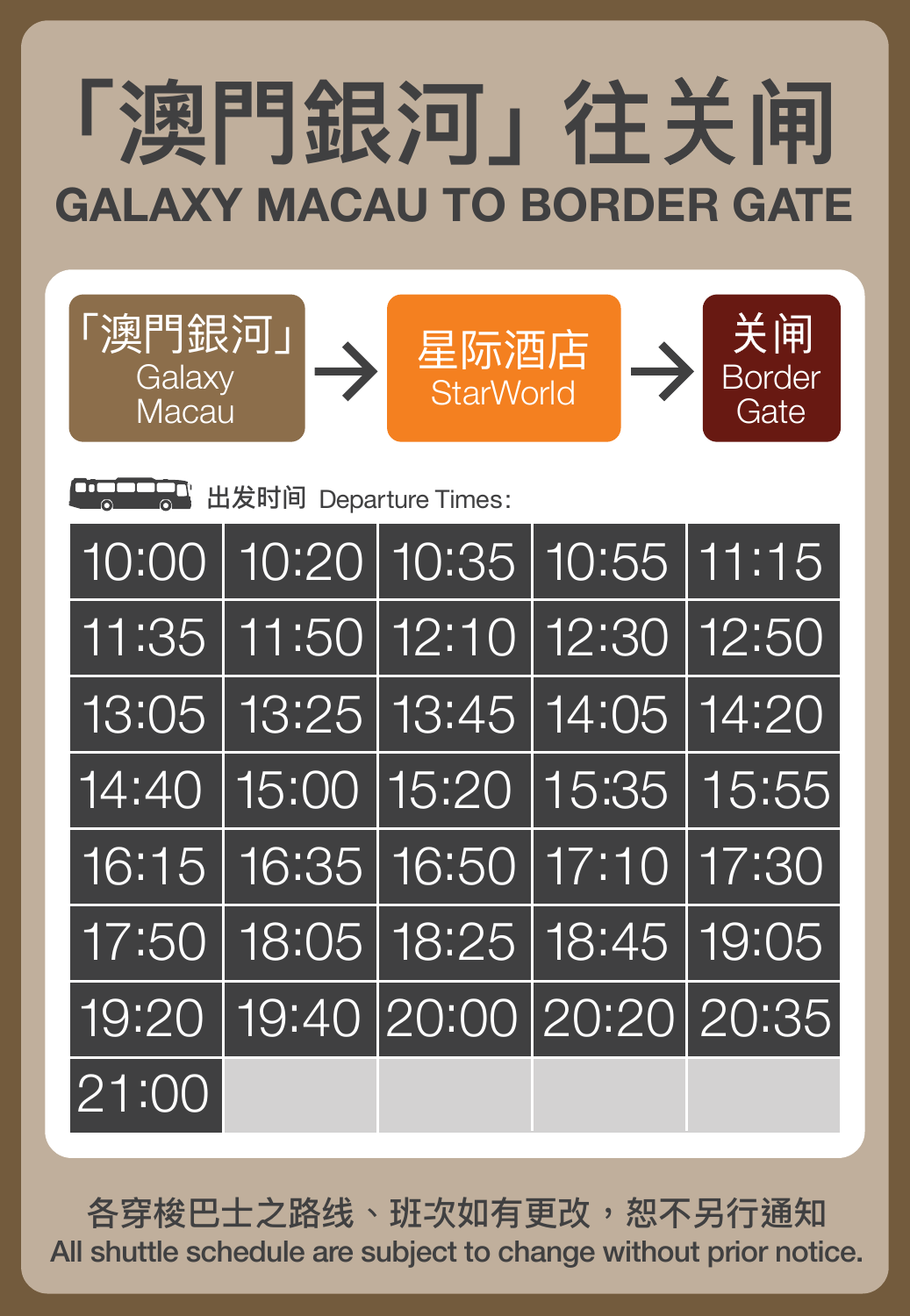# 「澳門銀河」往关闸

## GALAXY MACAU TO BORDER GATE

「澳門銀河」 Galaxy Macau → 星际酒店 StarWorld → 关闸 Border Gate

出发时间 Departure Times:

| | | | | |
|---|---|---|---|---|
| 10:00 | 10:20 | 10:35 | 10:55 | 11:15 |
| 11:35 | 11:50 | 12:10 | 12:30 | 12:50 |
| 13:05 | 13:25 | 13:45 | 14:05 | 14:20 |
| 14:40 | 15:00 | 15:20 | 15:35 | 15:55 |
| 16:15 | 16:35 | 16:50 | 17:10 | 17:30 |
| 17:50 | 18:05 | 18:25 | 18:45 | 19:05 |
| 19:20 | 19:40 | 20:00 | 20:20 | 20:35 |
| 21:00 | | | | |

各穿梭巴士之路线、班次如有更改，恕不另行通知

All shuttle schedule are subject to change without prior notice.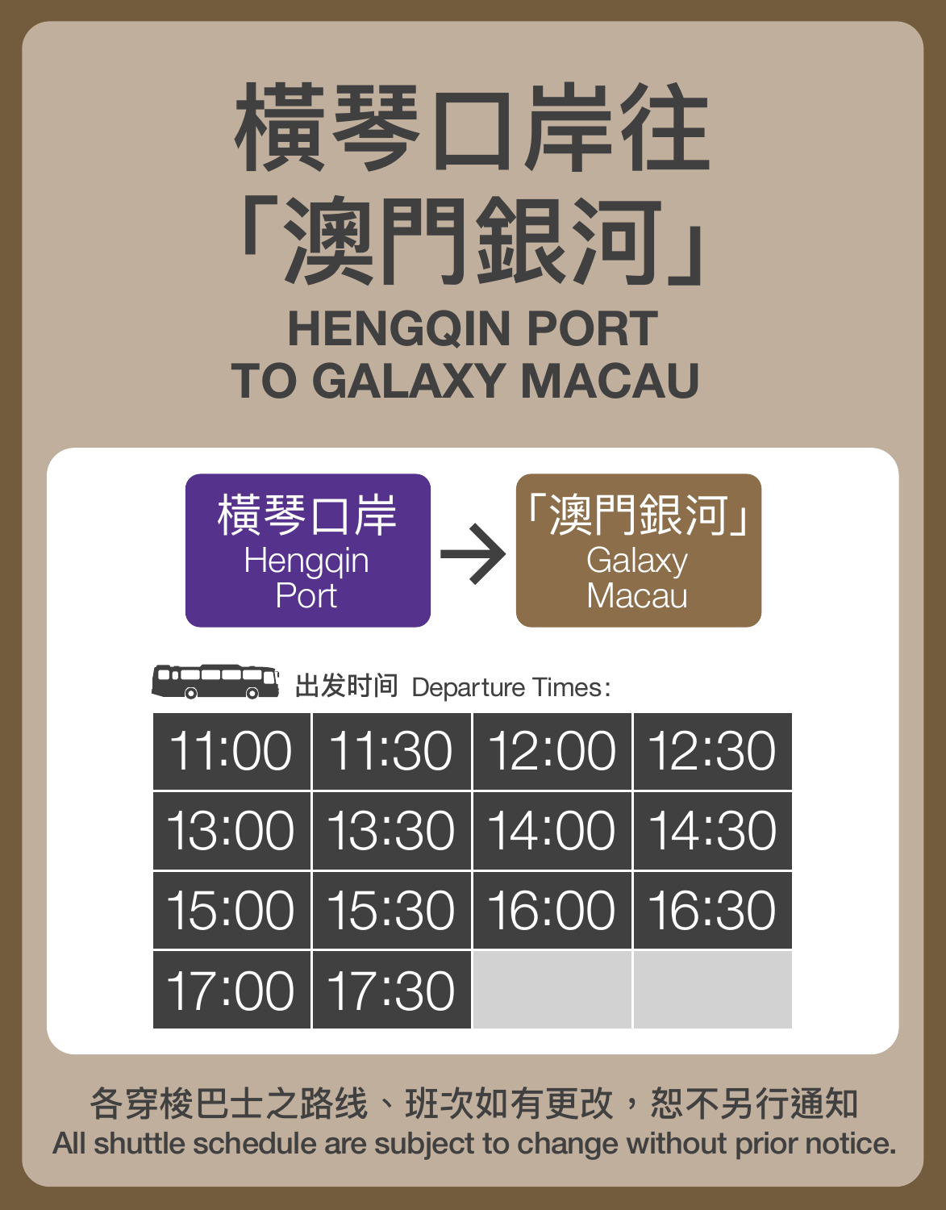# 橫琴口岸往「澳門銀河」

## HENGQIN PORT TO GALAXY MACAU

**橫琴口岸 Hengqin Port** → **「澳門銀河」 Galaxy Macau**

出发时间 Departure Times:

| | | | |
|---|---|---|---|
| 11:00 | 11:30 | 12:00 | 12:30 |
| 13:00 | 13:30 | 14:00 | 14:30 |
| 15:00 | 15:30 | 16:00 | 16:30 |
| 17:00 | 17:30 | | |

各穿梭巴士之路线、班次如有更改，恕不另行通知
All shuttle schedule are subject to change without prior notice.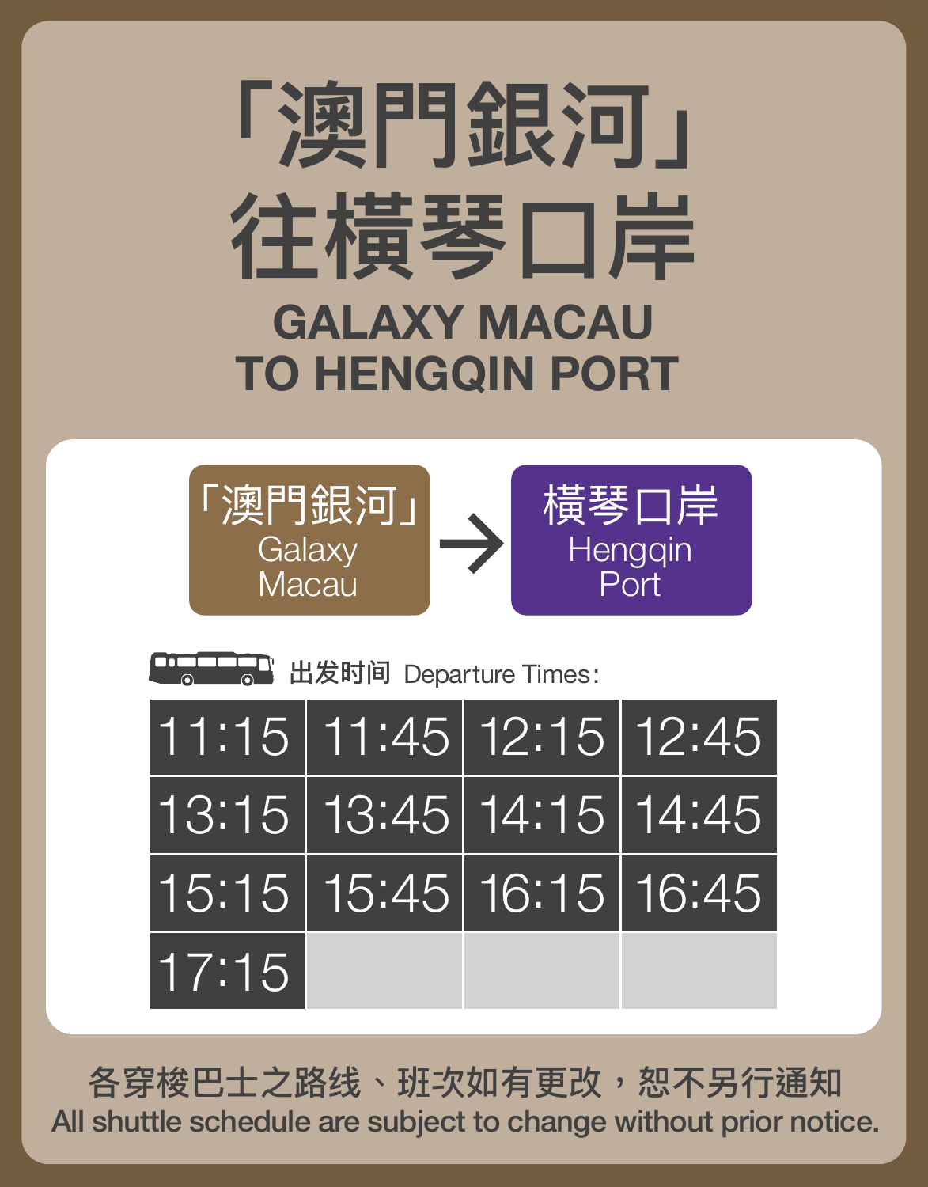# 「澳門銀河」往橫琴口岸

# GALAXY MACAU TO HENGQIN PORT

「澳門銀河」 Galaxy Macau → 橫琴口岸 Hengqin Port

出发时间 Departure Times:

| | | | |
|---|---|---|---|
| 11:15 | 11:45 | 12:15 | 12:45 |
| 13:15 | 13:45 | 14:15 | 14:45 |
| 15:15 | 15:45 | 16:15 | 16:45 |
| 17:15 | | | |

各穿梭巴士之路线、班次如有更改，恕不另行通知
All shuttle schedule are subject to change without prior notice.